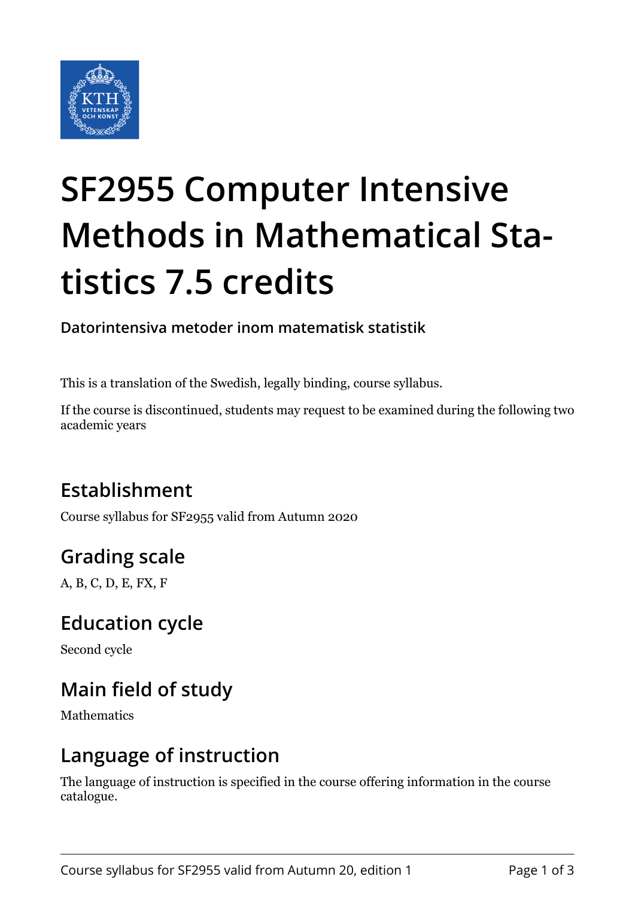# SF2955 Computer Intensive Methods in Mathematical Statistics 7.5 credits

**Datorintensiva metoder inom matematisk statistik**

This is a translation of the Swedish, legally binding, course syllabus.

If the course is discontinued, students may request to be examined during the following two academic years

## Establishment

Course syllabus for SF2955 valid from Autumn 2020

## Grading scale

A, B, C, D, E, FX, F

## Education cycle

Second cycle

## Main field of study

Mathematics

## Language of instruction

The language of instruction is specified in the course offering information in the course catalogue.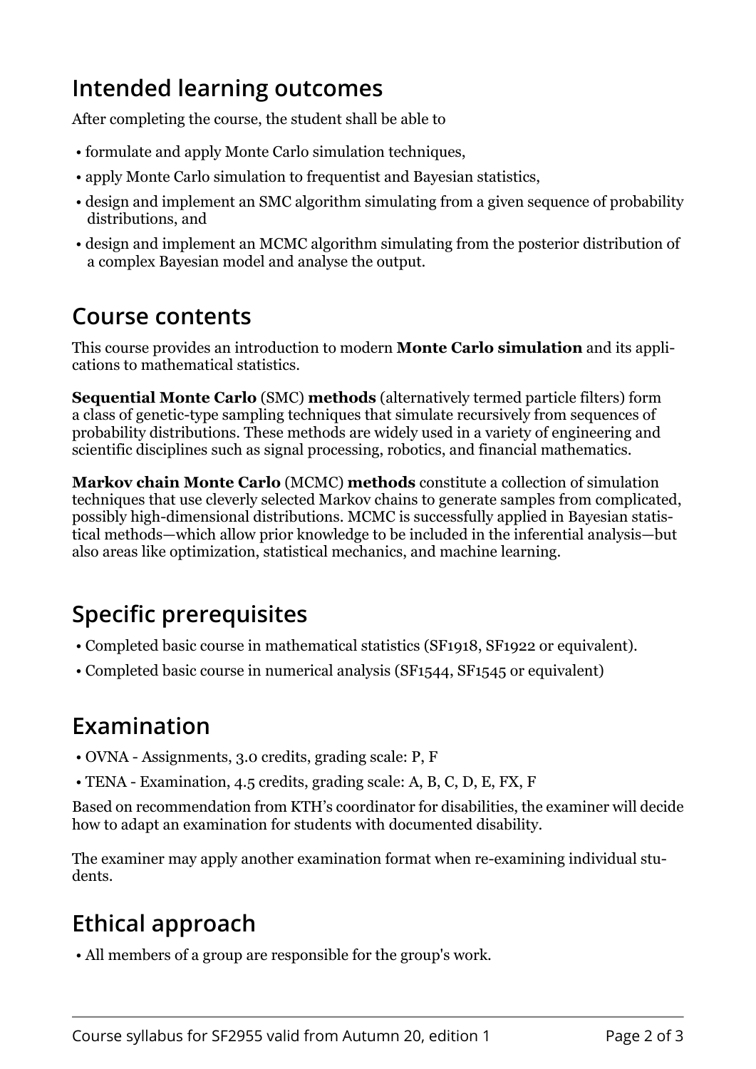## Intended learning outcomes

After completing the course, the student shall be able to

- formulate and apply Monte Carlo simulation techniques,
- apply Monte Carlo simulation to frequentist and Bayesian statistics,
- design and implement an SMC algorithm simulating from a given sequence of probability distributions, and
- design and implement an MCMC algorithm simulating from the posterior distribution of a complex Bayesian model and analyse the output.

## Course contents

This course provides an introduction to modern **Monte Carlo simulation** and its applications to mathematical statistics.

**Sequential Monte Carlo** (SMC) **methods** (alternatively termed particle filters) form a class of genetic-type sampling techniques that simulate recursively from sequences of probability distributions. These methods are widely used in a variety of engineering and scientific disciplines such as signal processing, robotics, and financial mathematics.

**Markov chain Monte Carlo** (MCMC) **methods** constitute a collection of simulation techniques that use cleverly selected Markov chains to generate samples from complicated, possibly high-dimensional distributions. MCMC is successfully applied in Bayesian statistical methods—which allow prior knowledge to be included in the inferential analysis—but also areas like optimization, statistical mechanics, and machine learning.

## Specific prerequisites

- Completed basic course in mathematical statistics (SF1918, SF1922 or equivalent).
- Completed basic course in numerical analysis (SF1544, SF1545 or equivalent)

## Examination

- OVNA - Assignments, 3.0 credits, grading scale: P, F
- TENA - Examination, 4.5 credits, grading scale: A, B, C, D, E, FX, F

Based on recommendation from KTH's coordinator for disabilities, the examiner will decide how to adapt an examination for students with documented disability.

The examiner may apply another examination format when re-examining individual students.

## Ethical approach

- All members of a group are responsible for the group's work.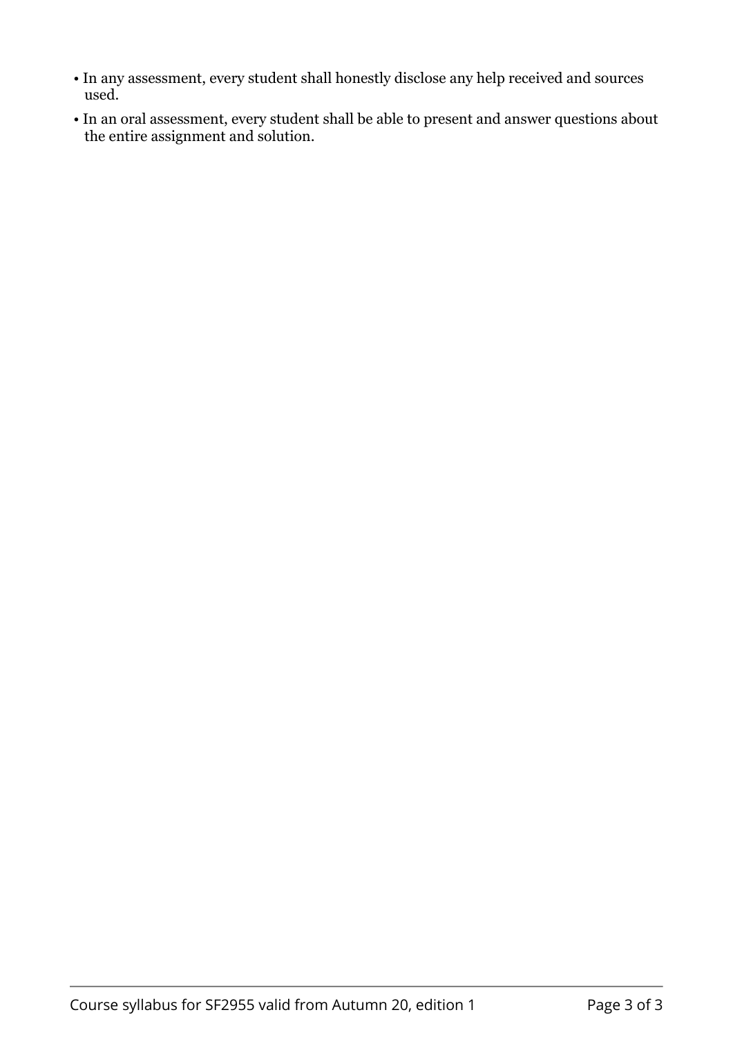- In any assessment, every student shall honestly disclose any help received and sources used.
- In an oral assessment, every student shall be able to present and answer questions about the entire assignment and solution.